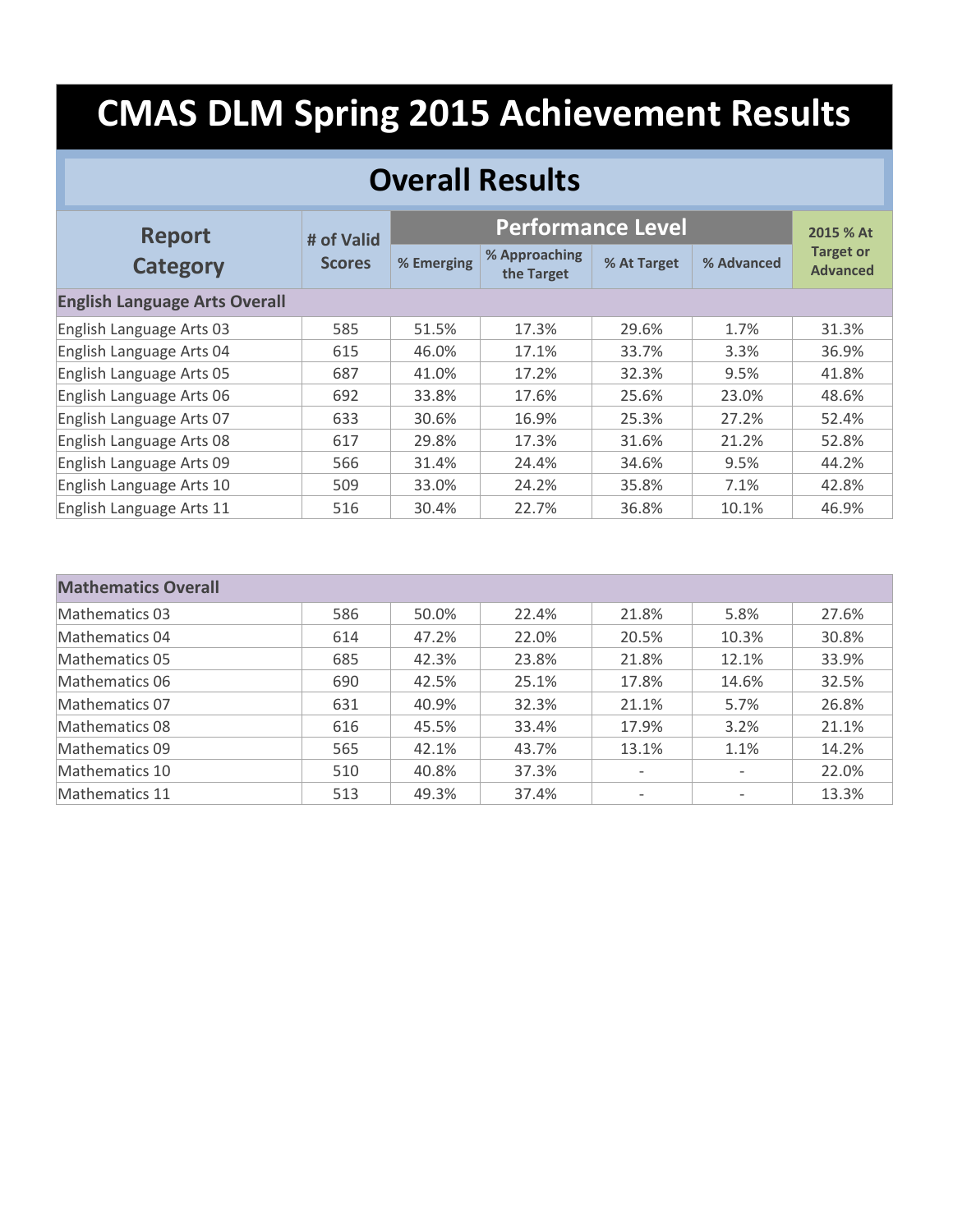# CMAS DLM Spring 2015 Achievement Results

## Overall Results

| Report Category | # of Valid Scores | Performance Level | | | | 2015 % At Target or Advanced |
|---|---|---|---|---|---|---|
| | | % Emerging | % Approaching the Target | % At Target | % Advanced | |
| **English Language Arts Overall** | | | | | | |
| English Language Arts 03 | 585 | 51.5% | 17.3% | 29.6% | 1.7% | 31.3% |
| English Language Arts 04 | 615 | 46.0% | 17.1% | 33.7% | 3.3% | 36.9% |
| English Language Arts 05 | 687 | 41.0% | 17.2% | 32.3% | 9.5% | 41.8% |
| English Language Arts 06 | 692 | 33.8% | 17.6% | 25.6% | 23.0% | 48.6% |
| English Language Arts 07 | 633 | 30.6% | 16.9% | 25.3% | 27.2% | 52.4% |
| English Language Arts 08 | 617 | 29.8% | 17.3% | 31.6% | 21.2% | 52.8% |
| English Language Arts 09 | 566 | 31.4% | 24.4% | 34.6% | 9.5% | 44.2% |
| English Language Arts 10 | 509 | 33.0% | 24.2% | 35.8% | 7.1% | 42.8% |
| English Language Arts 11 | 516 | 30.4% | 22.7% | 36.8% | 10.1% | 46.9% |
| **Mathematics Overall** | | | | | | |
| Mathematics 03 | 586 | 50.0% | 22.4% | 21.8% | 5.8% | 27.6% |
| Mathematics 04 | 614 | 47.2% | 22.0% | 20.5% | 10.3% | 30.8% |
| Mathematics 05 | 685 | 42.3% | 23.8% | 21.8% | 12.1% | 33.9% |
| Mathematics 06 | 690 | 42.5% | 25.1% | 17.8% | 14.6% | 32.5% |
| Mathematics 07 | 631 | 40.9% | 32.3% | 21.1% | 5.7% | 26.8% |
| Mathematics 08 | 616 | 45.5% | 33.4% | 17.9% | 3.2% | 21.1% |
| Mathematics 09 | 565 | 42.1% | 43.7% | 13.1% | 1.1% | 14.2% |
| Mathematics 10 | 510 | 40.8% | 37.3% | - | - | 22.0% |
| Mathematics 11 | 513 | 49.3% | 37.4% | - | - | 13.3% |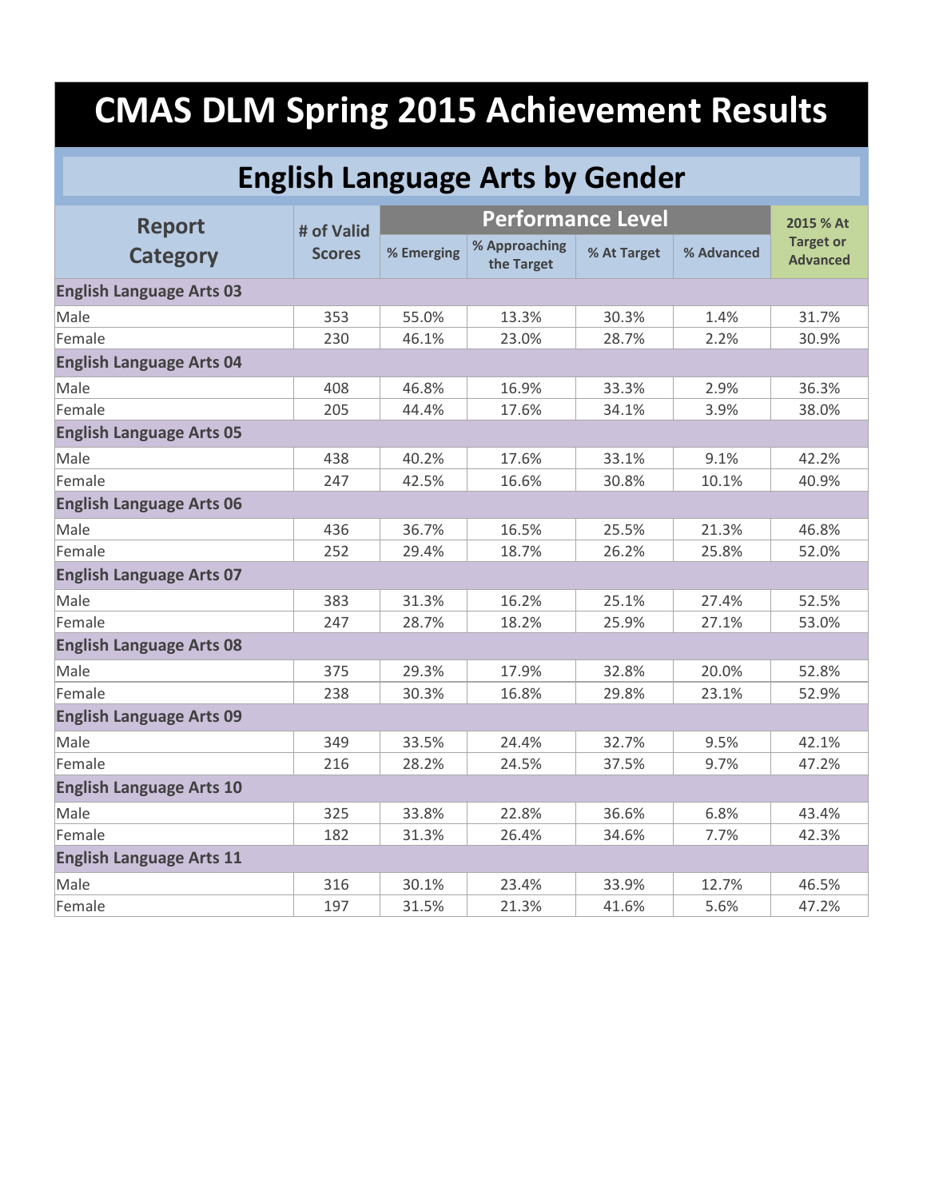# CMAS DLM Spring 2015 Achievement Results

## English Language Arts by Gender

| Report Category | # of Valid Scores | Performance Level | | | | 2015 % At Target or Advanced |
|---|---|---|---|---|---|---|
| | | % Emerging | % Approaching the Target | % At Target | % Advanced | |
| **English Language Arts 03** | | | | | | |
| Male | 353 | 55.0% | 13.3% | 30.3% | 1.4% | 31.7% |
| Female | 230 | 46.1% | 23.0% | 28.7% | 2.2% | 30.9% |
| **English Language Arts 04** | | | | | | |
| Male | 408 | 46.8% | 16.9% | 33.3% | 2.9% | 36.3% |
| Female | 205 | 44.4% | 17.6% | 34.1% | 3.9% | 38.0% |
| **English Language Arts 05** | | | | | | |
| Male | 438 | 40.2% | 17.6% | 33.1% | 9.1% | 42.2% |
| Female | 247 | 42.5% | 16.6% | 30.8% | 10.1% | 40.9% |
| **English Language Arts 06** | | | | | | |
| Male | 436 | 36.7% | 16.5% | 25.5% | 21.3% | 46.8% |
| Female | 252 | 29.4% | 18.7% | 26.2% | 25.8% | 52.0% |
| **English Language Arts 07** | | | | | | |
| Male | 383 | 31.3% | 16.2% | 25.1% | 27.4% | 52.5% |
| Female | 247 | 28.7% | 18.2% | 25.9% | 27.1% | 53.0% |
| **English Language Arts 08** | | | | | | |
| Male | 375 | 29.3% | 17.9% | 32.8% | 20.0% | 52.8% |
| Female | 238 | 30.3% | 16.8% | 29.8% | 23.1% | 52.9% |
| **English Language Arts 09** | | | | | | |
| Male | 349 | 33.5% | 24.4% | 32.7% | 9.5% | 42.1% |
| Female | 216 | 28.2% | 24.5% | 37.5% | 9.7% | 47.2% |
| **English Language Arts 10** | | | | | | |
| Male | 325 | 33.8% | 22.8% | 36.6% | 6.8% | 43.4% |
| Female | 182 | 31.3% | 26.4% | 34.6% | 7.7% | 42.3% |
| **English Language Arts 11** | | | | | | |
| Male | 316 | 30.1% | 23.4% | 33.9% | 12.7% | 46.5% |
| Female | 197 | 31.5% | 21.3% | 41.6% | 5.6% | 47.2% |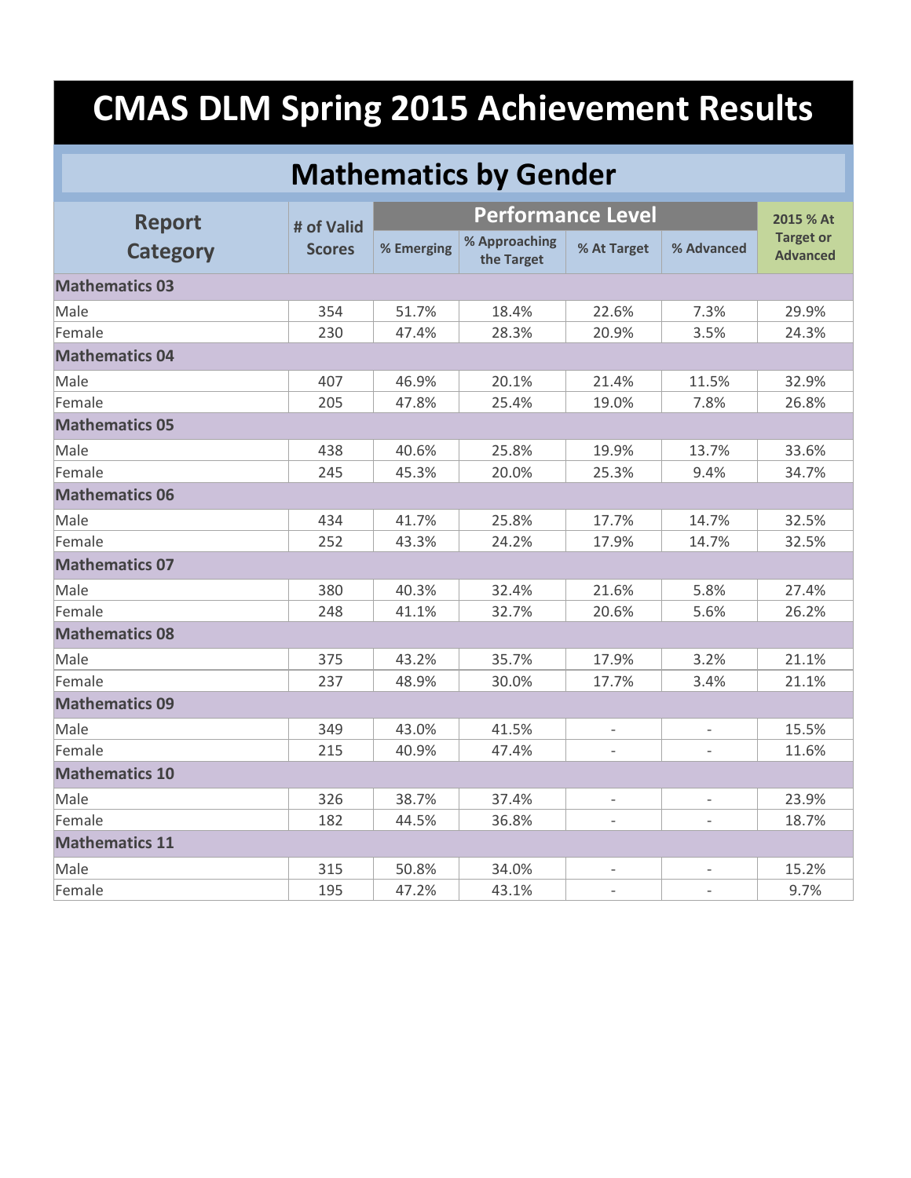# CMAS DLM Spring 2015 Achievement Results

## Mathematics by Gender

| Report Category | # of Valid Scores | Performance Level | | | | 2015 % At Target or Advanced |
|---|---|---|---|---|---|---|
| | | % Emerging | % Approaching the Target | % At Target | % Advanced | |
| **Mathematics 03** | | | | | | |
| Male | 354 | 51.7% | 18.4% | 22.6% | 7.3% | 29.9% |
| Female | 230 | 47.4% | 28.3% | 20.9% | 3.5% | 24.3% |
| **Mathematics 04** | | | | | | |
| Male | 407 | 46.9% | 20.1% | 21.4% | 11.5% | 32.9% |
| Female | 205 | 47.8% | 25.4% | 19.0% | 7.8% | 26.8% |
| **Mathematics 05** | | | | | | |
| Male | 438 | 40.6% | 25.8% | 19.9% | 13.7% | 33.6% |
| Female | 245 | 45.3% | 20.0% | 25.3% | 9.4% | 34.7% |
| **Mathematics 06** | | | | | | |
| Male | 434 | 41.7% | 25.8% | 17.7% | 14.7% | 32.5% |
| Female | 252 | 43.3% | 24.2% | 17.9% | 14.7% | 32.5% |
| **Mathematics 07** | | | | | | |
| Male | 380 | 40.3% | 32.4% | 21.6% | 5.8% | 27.4% |
| Female | 248 | 41.1% | 32.7% | 20.6% | 5.6% | 26.2% |
| **Mathematics 08** | | | | | | |
| Male | 375 | 43.2% | 35.7% | 17.9% | 3.2% | 21.1% |
| Female | 237 | 48.9% | 30.0% | 17.7% | 3.4% | 21.1% |
| **Mathematics 09** | | | | | | |
| Male | 349 | 43.0% | 41.5% | - | - | 15.5% |
| Female | 215 | 40.9% | 47.4% | - | - | 11.6% |
| **Mathematics 10** | | | | | | |
| Male | 326 | 38.7% | 37.4% | - | - | 23.9% |
| Female | 182 | 44.5% | 36.8% | - | - | 18.7% |
| **Mathematics 11** | | | | | | |
| Male | 315 | 50.8% | 34.0% | - | - | 15.2% |
| Female | 195 | 47.2% | 43.1% | - | - | 9.7% |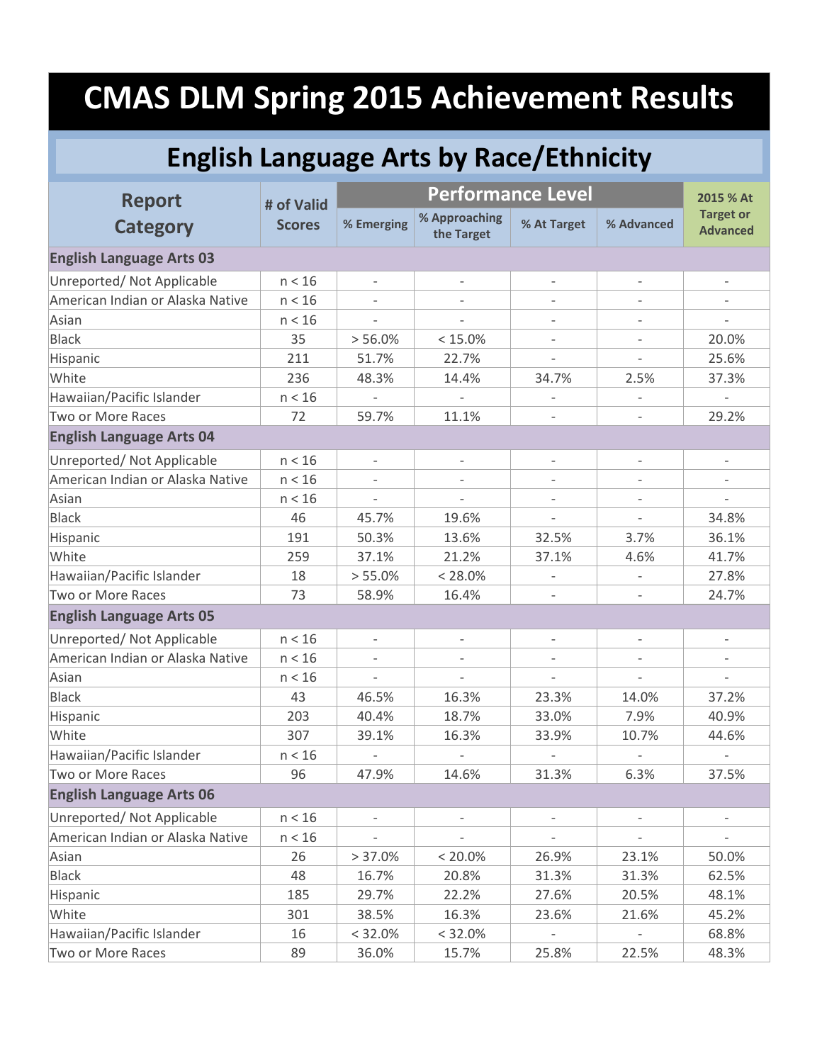# CMAS DLM Spring 2015 Achievement Results

## English Language Arts by Race/Ethnicity

| Report Category | # of Valid Scores | Performance Level | | | | 2015 % At Target or Advanced |
|---|---|---|---|---|---|---|
| | | % Emerging | % Approaching the Target | % At Target | % Advanced | |
| **English Language Arts 03** | | | | | | |
| Unreported/ Not Applicable | n < 16 | - | - | - | - | - |
| American Indian or Alaska Native | n < 16 | - | - | - | - | - |
| Asian | n < 16 | - | - | - | - | - |
| Black | 35 | > 56.0% | < 15.0% | - | - | 20.0% |
| Hispanic | 211 | 51.7% | 22.7% | - | - | 25.6% |
| White | 236 | 48.3% | 14.4% | 34.7% | 2.5% | 37.3% |
| Hawaiian/Pacific Islander | n < 16 | - | - | - | - | - |
| Two or More Races | 72 | 59.7% | 11.1% | - | - | 29.2% |
| **English Language Arts 04** | | | | | | |
| Unreported/ Not Applicable | n < 16 | - | - | - | - | - |
| American Indian or Alaska Native | n < 16 | - | - | - | - | - |
| Asian | n < 16 | - | - | - | - | - |
| Black | 46 | 45.7% | 19.6% | - | - | 34.8% |
| Hispanic | 191 | 50.3% | 13.6% | 32.5% | 3.7% | 36.1% |
| White | 259 | 37.1% | 21.2% | 37.1% | 4.6% | 41.7% |
| Hawaiian/Pacific Islander | 18 | > 55.0% | < 28.0% | - | - | 27.8% |
| Two or More Races | 73 | 58.9% | 16.4% | - | - | 24.7% |
| **English Language Arts 05** | | | | | | |
| Unreported/ Not Applicable | n < 16 | - | - | - | - | - |
| American Indian or Alaska Native | n < 16 | - | - | - | - | - |
| Asian | n < 16 | - | - | - | - | - |
| Black | 43 | 46.5% | 16.3% | 23.3% | 14.0% | 37.2% |
| Hispanic | 203 | 40.4% | 18.7% | 33.0% | 7.9% | 40.9% |
| White | 307 | 39.1% | 16.3% | 33.9% | 10.7% | 44.6% |
| Hawaiian/Pacific Islander | n < 16 | - | - | - | - | - |
| Two or More Races | 96 | 47.9% | 14.6% | 31.3% | 6.3% | 37.5% |
| **English Language Arts 06** | | | | | | |
| Unreported/ Not Applicable | n < 16 | - | - | - | - | - |
| American Indian or Alaska Native | n < 16 | - | - | - | - | - |
| Asian | 26 | > 37.0% | < 20.0% | 26.9% | 23.1% | 50.0% |
| Black | 48 | 16.7% | 20.8% | 31.3% | 31.3% | 62.5% |
| Hispanic | 185 | 29.7% | 22.2% | 27.6% | 20.5% | 48.1% |
| White | 301 | 38.5% | 16.3% | 23.6% | 21.6% | 45.2% |
| Hawaiian/Pacific Islander | 16 | < 32.0% | < 32.0% | - | - | 68.8% |
| Two or More Races | 89 | 36.0% | 15.7% | 25.8% | 22.5% | 48.3% |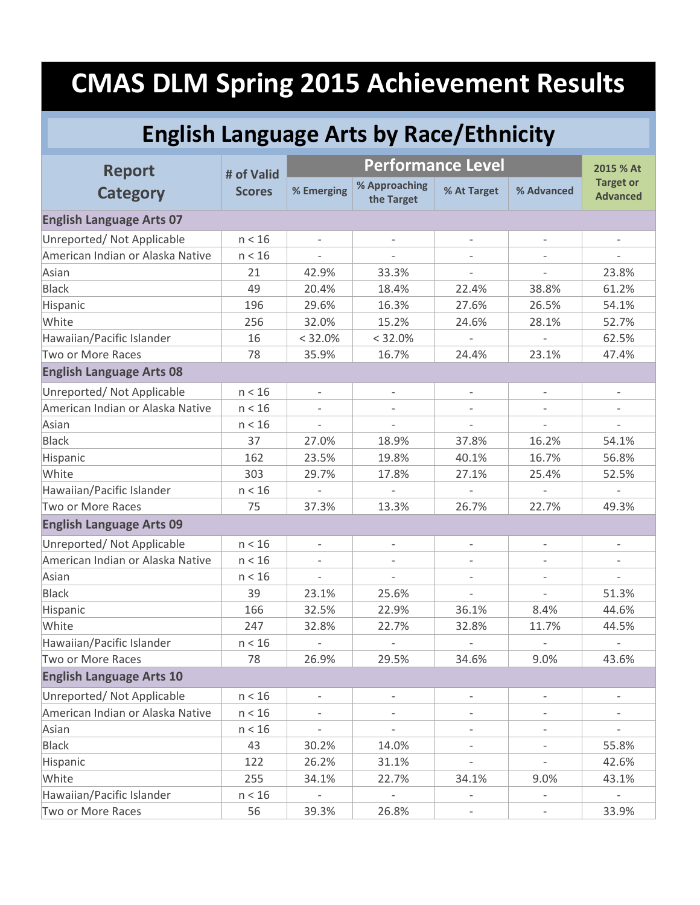# CMAS DLM Spring 2015 Achievement Results

## English Language Arts by Race/Ethnicity

| Report Category | # of Valid Scores | Performance Level | | | | 2015 % At Target or Advanced |
|---|---|---|---|---|---|---|
| | | % Emerging | % Approaching the Target | % At Target | % Advanced | |
| **English Language Arts 07** | | | | | | |
| Unreported/ Not Applicable | n < 16 | - | - | - | - | - |
| American Indian or Alaska Native | n < 16 | - | - | - | - | - |
| Asian | 21 | 42.9% | 33.3% | - | - | 23.8% |
| Black | 49 | 20.4% | 18.4% | 22.4% | 38.8% | 61.2% |
| Hispanic | 196 | 29.6% | 16.3% | 27.6% | 26.5% | 54.1% |
| White | 256 | 32.0% | 15.2% | 24.6% | 28.1% | 52.7% |
| Hawaiian/Pacific Islander | 16 | < 32.0% | < 32.0% | - | - | 62.5% |
| Two or More Races | 78 | 35.9% | 16.7% | 24.4% | 23.1% | 47.4% |
| **English Language Arts 08** | | | | | | |
| Unreported/ Not Applicable | n < 16 | - | - | - | - | - |
| American Indian or Alaska Native | n < 16 | - | - | - | - | - |
| Asian | n < 16 | - | - | - | - | - |
| Black | 37 | 27.0% | 18.9% | 37.8% | 16.2% | 54.1% |
| Hispanic | 162 | 23.5% | 19.8% | 40.1% | 16.7% | 56.8% |
| White | 303 | 29.7% | 17.8% | 27.1% | 25.4% | 52.5% |
| Hawaiian/Pacific Islander | n < 16 | - | - | - | - | - |
| Two or More Races | 75 | 37.3% | 13.3% | 26.7% | 22.7% | 49.3% |
| **English Language Arts 09** | | | | | | |
| Unreported/ Not Applicable | n < 16 | - | - | - | - | - |
| American Indian or Alaska Native | n < 16 | - | - | - | - | - |
| Asian | n < 16 | - | - | - | - | - |
| Black | 39 | 23.1% | 25.6% | - | - | 51.3% |
| Hispanic | 166 | 32.5% | 22.9% | 36.1% | 8.4% | 44.6% |
| White | 247 | 32.8% | 22.7% | 32.8% | 11.7% | 44.5% |
| Hawaiian/Pacific Islander | n < 16 | - | - | - | - | - |
| Two or More Races | 78 | 26.9% | 29.5% | 34.6% | 9.0% | 43.6% |
| **English Language Arts 10** | | | | | | |
| Unreported/ Not Applicable | n < 16 | - | - | - | - | - |
| American Indian or Alaska Native | n < 16 | - | - | - | - | - |
| Asian | n < 16 | - | - | - | - | - |
| Black | 43 | 30.2% | 14.0% | - | - | 55.8% |
| Hispanic | 122 | 26.2% | 31.1% | - | - | 42.6% |
| White | 255 | 34.1% | 22.7% | 34.1% | 9.0% | 43.1% |
| Hawaiian/Pacific Islander | n < 16 | - | - | - | - | - |
| Two or More Races | 56 | 39.3% | 26.8% | - | - | 33.9% |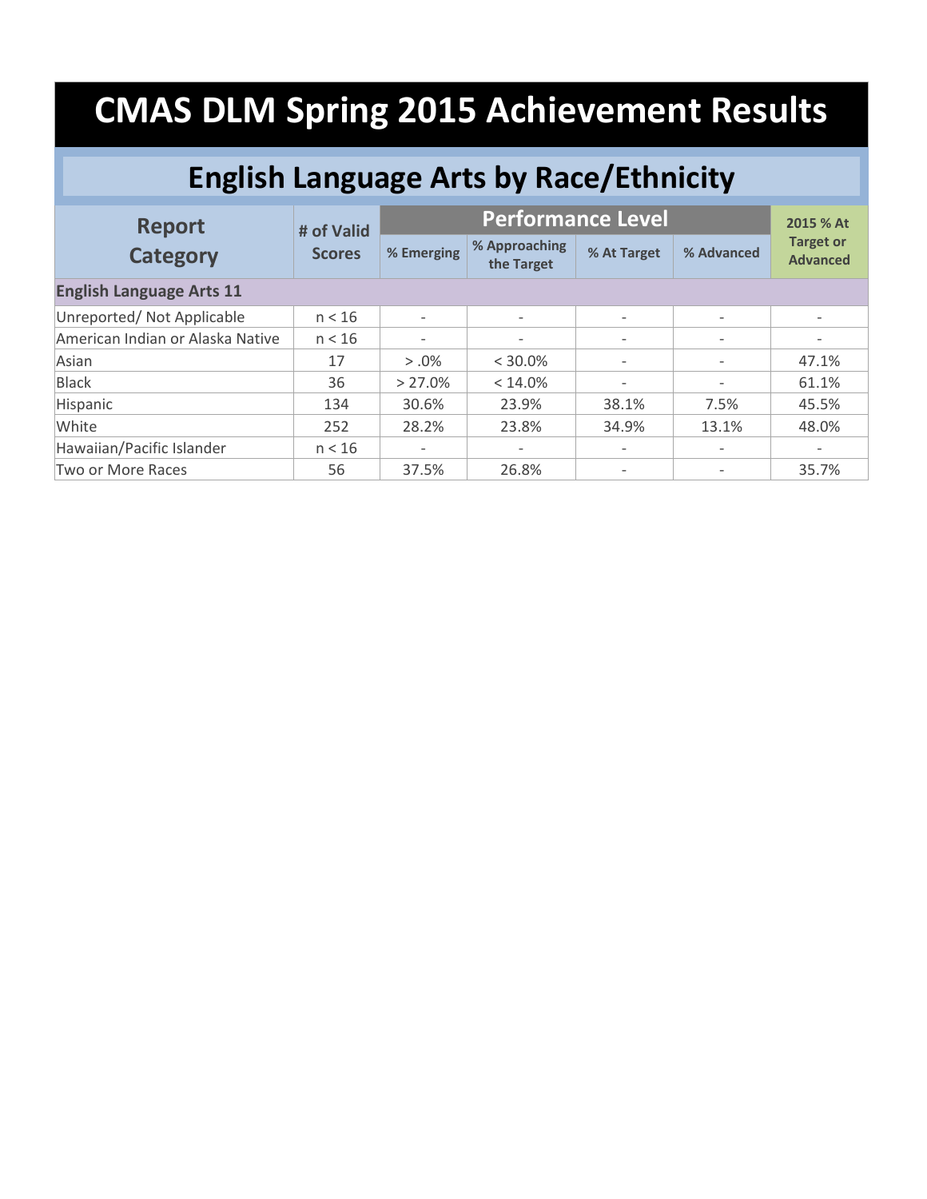# CMAS DLM Spring 2015 Achievement Results

## English Language Arts by Race/Ethnicity

| Report Category | # of Valid Scores | Performance Level | | | | 2015 % At Target or Advanced |
|---|---|---|---|---|---|---|
| | | % Emerging | % Approaching the Target | % At Target | % Advanced | |
| **English Language Arts 11** | | | | | | |
| Unreported/ Not Applicable | n < 16 | - | - | - | - | - |
| American Indian or Alaska Native | n < 16 | - | - | - | - | - |
| Asian | 17 | > .0% | < 30.0% | - | - | 47.1% |
| Black | 36 | > 27.0% | < 14.0% | - | - | 61.1% |
| Hispanic | 134 | 30.6% | 23.9% | 38.1% | 7.5% | 45.5% |
| White | 252 | 28.2% | 23.8% | 34.9% | 13.1% | 48.0% |
| Hawaiian/Pacific Islander | n < 16 | - | - | - | - | - |
| Two or More Races | 56 | 37.5% | 26.8% | - | - | 35.7% |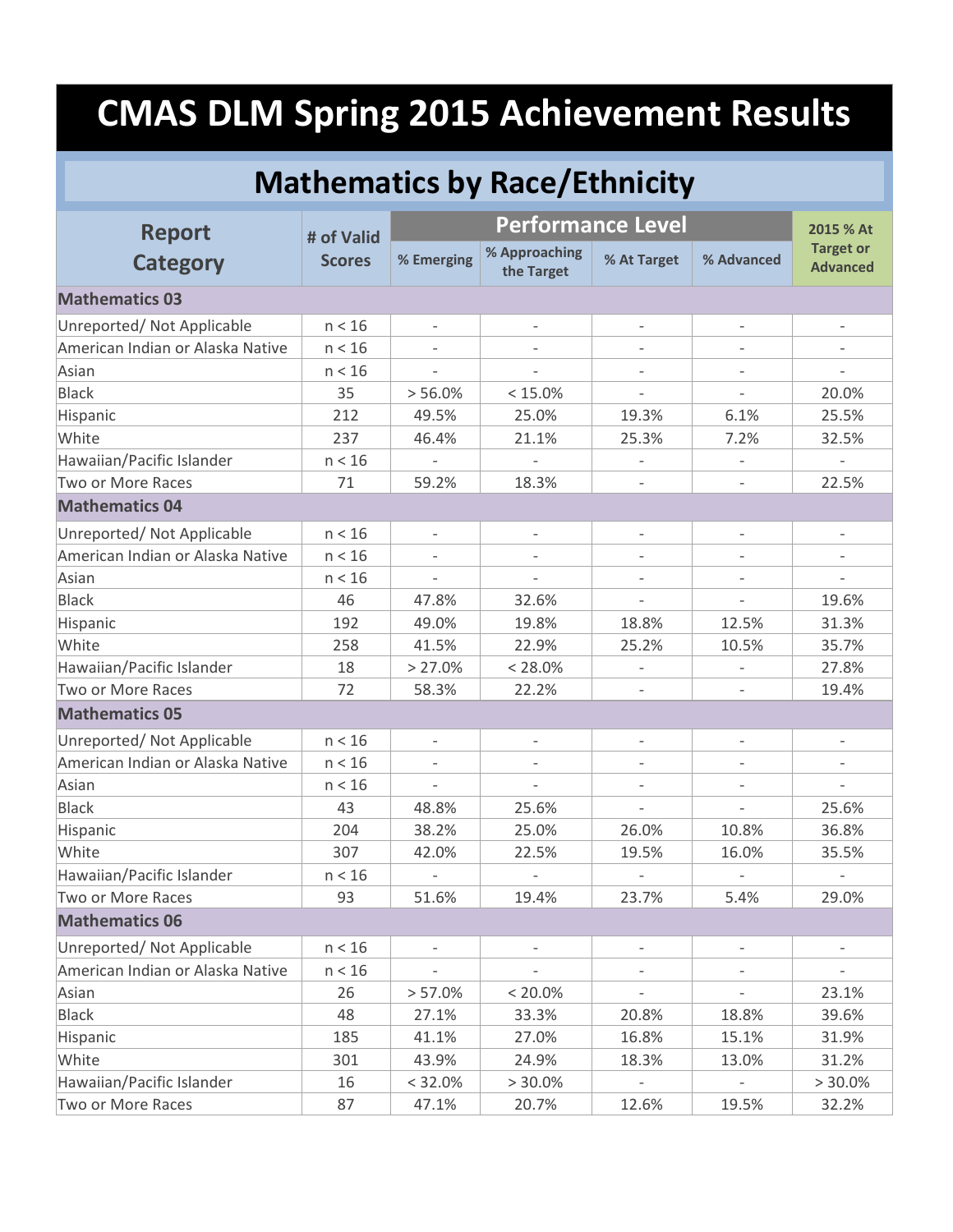# CMAS DLM Spring 2015 Achievement Results

## Mathematics by Race/Ethnicity

| Report Category | # of Valid Scores | Performance Level | | | | 2015 % At Target or Advanced |
|---|---|---|---|---|---|---|
| | | % Emerging | % Approaching the Target | % At Target | % Advanced | |
| **Mathematics 03** | | | | | | |
| Unreported/ Not Applicable | n < 16 | - | - | - | - | - |
| American Indian or Alaska Native | n < 16 | - | - | - | - | - |
| Asian | n < 16 | - | - | - | - | - |
| Black | 35 | > 56.0% | < 15.0% | - | - | 20.0% |
| Hispanic | 212 | 49.5% | 25.0% | 19.3% | 6.1% | 25.5% |
| White | 237 | 46.4% | 21.1% | 25.3% | 7.2% | 32.5% |
| Hawaiian/Pacific Islander | n < 16 | - | - | - | - | - |
| Two or More Races | 71 | 59.2% | 18.3% | - | - | 22.5% |
| **Mathematics 04** | | | | | | |
| Unreported/ Not Applicable | n < 16 | - | - | - | - | - |
| American Indian or Alaska Native | n < 16 | - | - | - | - | - |
| Asian | n < 16 | - | - | - | - | - |
| Black | 46 | 47.8% | 32.6% | - | - | 19.6% |
| Hispanic | 192 | 49.0% | 19.8% | 18.8% | 12.5% | 31.3% |
| White | 258 | 41.5% | 22.9% | 25.2% | 10.5% | 35.7% |
| Hawaiian/Pacific Islander | 18 | > 27.0% | < 28.0% | - | - | 27.8% |
| Two or More Races | 72 | 58.3% | 22.2% | - | - | 19.4% |
| **Mathematics 05** | | | | | | |
| Unreported/ Not Applicable | n < 16 | - | - | - | - | - |
| American Indian or Alaska Native | n < 16 | - | - | - | - | - |
| Asian | n < 16 | - | - | - | - | - |
| Black | 43 | 48.8% | 25.6% | - | - | 25.6% |
| Hispanic | 204 | 38.2% | 25.0% | 26.0% | 10.8% | 36.8% |
| White | 307 | 42.0% | 22.5% | 19.5% | 16.0% | 35.5% |
| Hawaiian/Pacific Islander | n < 16 | - | - | - | - | - |
| Two or More Races | 93 | 51.6% | 19.4% | 23.7% | 5.4% | 29.0% |
| **Mathematics 06** | | | | | | |
| Unreported/ Not Applicable | n < 16 | - | - | - | - | - |
| American Indian or Alaska Native | n < 16 | - | - | - | - | - |
| Asian | 26 | > 57.0% | < 20.0% | - | - | 23.1% |
| Black | 48 | 27.1% | 33.3% | 20.8% | 18.8% | 39.6% |
| Hispanic | 185 | 41.1% | 27.0% | 16.8% | 15.1% | 31.9% |
| White | 301 | 43.9% | 24.9% | 18.3% | 13.0% | 31.2% |
| Hawaiian/Pacific Islander | 16 | < 32.0% | > 30.0% | - | - | > 30.0% |
| Two or More Races | 87 | 47.1% | 20.7% | 12.6% | 19.5% | 32.2% |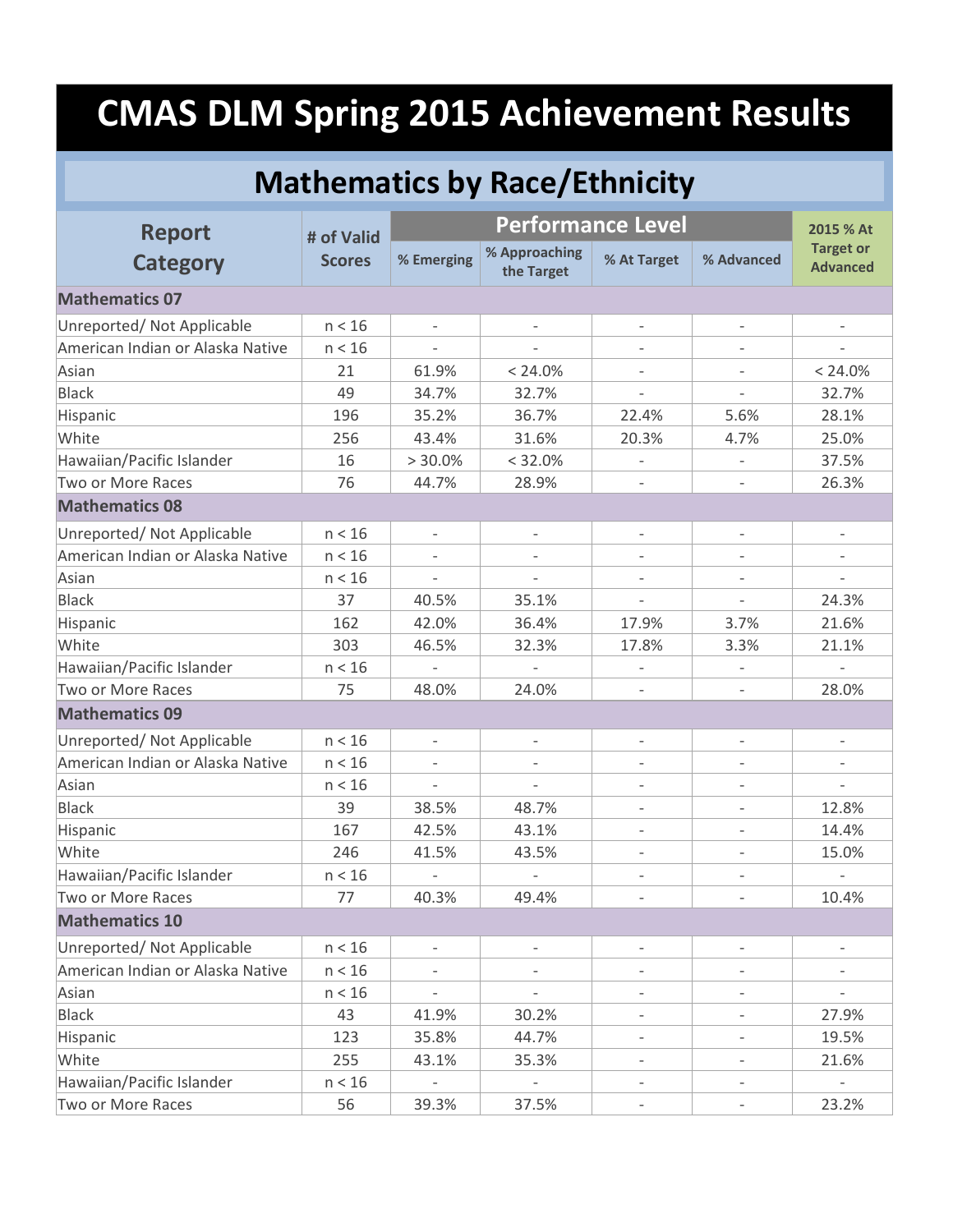# CMAS DLM Spring 2015 Achievement Results

## Mathematics by Race/Ethnicity

| Report Category | # of Valid Scores | Performance Level | | | | 2015 % At Target or Advanced |
|---|---|---|---|---|---|---|
| | | % Emerging | % Approaching the Target | % At Target | % Advanced | |
| **Mathematics 07** | | | | | | |
| Unreported/ Not Applicable | n < 16 | - | - | - | - | - |
| American Indian or Alaska Native | n < 16 | - | - | - | - | - |
| Asian | 21 | 61.9% | < 24.0% | - | - | < 24.0% |
| Black | 49 | 34.7% | 32.7% | - | - | 32.7% |
| Hispanic | 196 | 35.2% | 36.7% | 22.4% | 5.6% | 28.1% |
| White | 256 | 43.4% | 31.6% | 20.3% | 4.7% | 25.0% |
| Hawaiian/Pacific Islander | 16 | > 30.0% | < 32.0% | - | - | 37.5% |
| Two or More Races | 76 | 44.7% | 28.9% | - | - | 26.3% |
| **Mathematics 08** | | | | | | |
| Unreported/ Not Applicable | n < 16 | - | - | - | - | - |
| American Indian or Alaska Native | n < 16 | - | - | - | - | - |
| Asian | n < 16 | - | - | - | - | - |
| Black | 37 | 40.5% | 35.1% | - | - | 24.3% |
| Hispanic | 162 | 42.0% | 36.4% | 17.9% | 3.7% | 21.6% |
| White | 303 | 46.5% | 32.3% | 17.8% | 3.3% | 21.1% |
| Hawaiian/Pacific Islander | n < 16 | - | - | - | - | - |
| Two or More Races | 75 | 48.0% | 24.0% | - | - | 28.0% |
| **Mathematics 09** | | | | | | |
| Unreported/ Not Applicable | n < 16 | - | - | - | - | - |
| American Indian or Alaska Native | n < 16 | - | - | - | - | - |
| Asian | n < 16 | - | - | - | - | - |
| Black | 39 | 38.5% | 48.7% | - | - | 12.8% |
| Hispanic | 167 | 42.5% | 43.1% | - | - | 14.4% |
| White | 246 | 41.5% | 43.5% | - | - | 15.0% |
| Hawaiian/Pacific Islander | n < 16 | - | - | - | - | - |
| Two or More Races | 77 | 40.3% | 49.4% | - | - | 10.4% |
| **Mathematics 10** | | | | | | |
| Unreported/ Not Applicable | n < 16 | - | - | - | - | - |
| American Indian or Alaska Native | n < 16 | - | - | - | - | - |
| Asian | n < 16 | - | - | - | - | - |
| Black | 43 | 41.9% | 30.2% | - | - | 27.9% |
| Hispanic | 123 | 35.8% | 44.7% | - | - | 19.5% |
| White | 255 | 43.1% | 35.3% | - | - | 21.6% |
| Hawaiian/Pacific Islander | n < 16 | - | - | - | - | - |
| Two or More Races | 56 | 39.3% | 37.5% | - | - | 23.2% |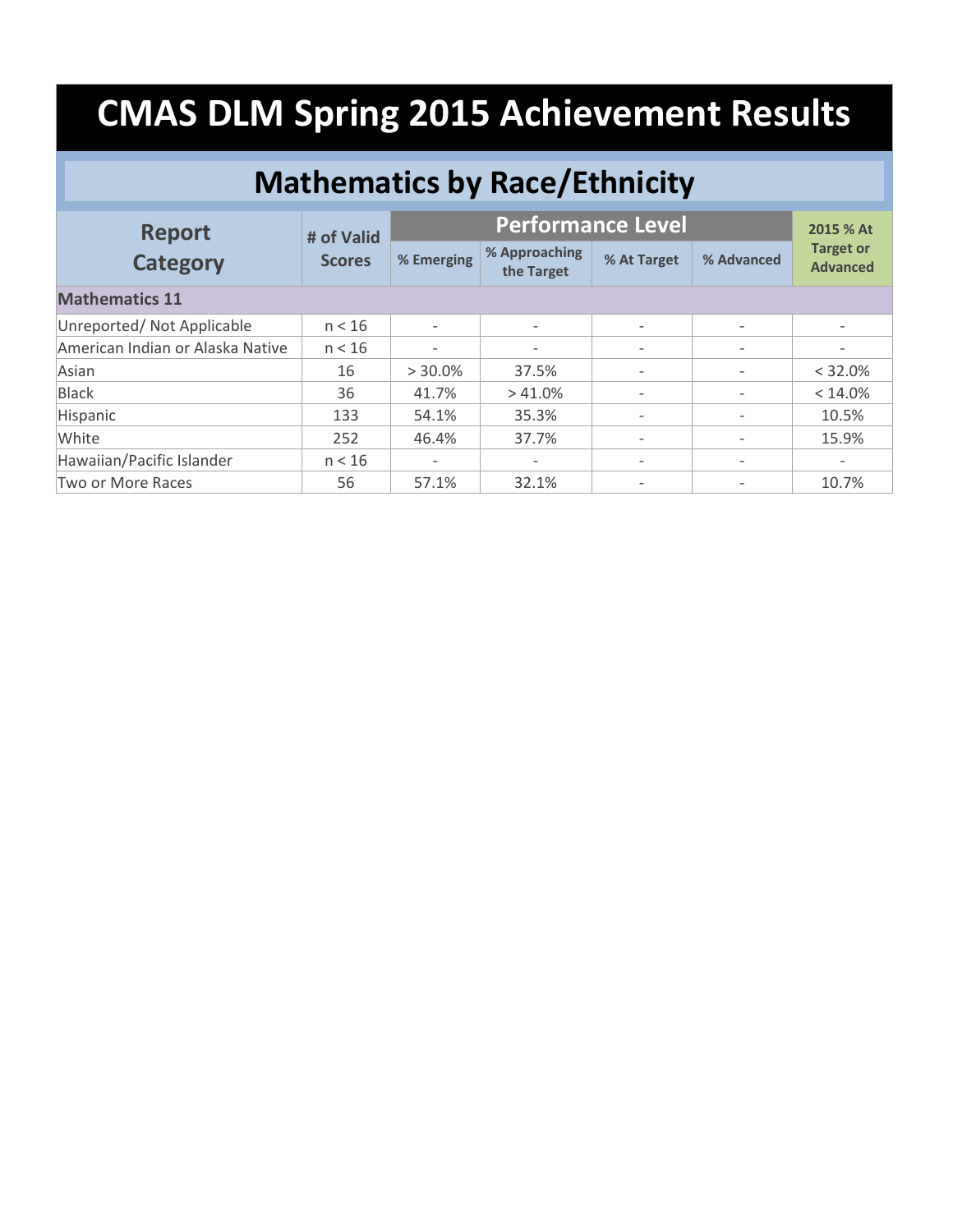# CMAS DLM Spring 2015 Achievement Results

## Mathematics by Race/Ethnicity

| Report Category | # of Valid Scores | Performance Level | | | | 2015 % At Target or Advanced |
|---|---|---|---|---|---|---|
| | | % Emerging | % Approaching the Target | % At Target | % Advanced | |
| **Mathematics 11** | | | | | | |
| Unreported/ Not Applicable | n < 16 | - | - | - | - | - |
| American Indian or Alaska Native | n < 16 | - | - | - | - | - |
| Asian | 16 | > 30.0% | 37.5% | - | - | < 32.0% |
| Black | 36 | 41.7% | > 41.0% | - | - | < 14.0% |
| Hispanic | 133 | 54.1% | 35.3% | - | - | 10.5% |
| White | 252 | 46.4% | 37.7% | - | - | 15.9% |
| Hawaiian/Pacific Islander | n < 16 | - | - | - | - | - |
| Two or More Races | 56 | 57.1% | 32.1% | - | - | 10.7% |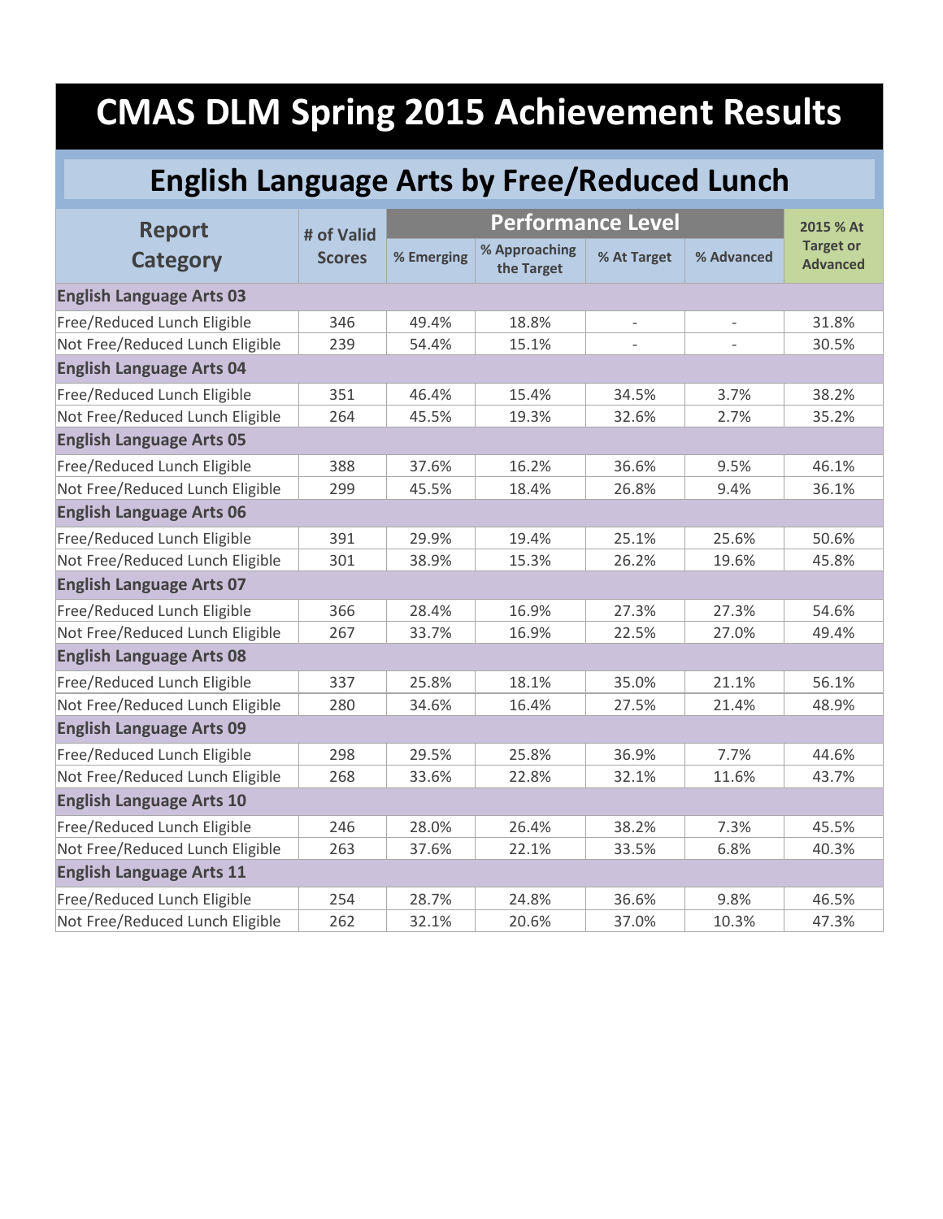# CMAS DLM Spring 2015 Achievement Results

## English Language Arts by Free/Reduced Lunch

| Report Category | # of Valid Scores | Performance Level | | | | 2015 % At Target or Advanced |
|---|---|---|---|---|---|---|
| | | % Emerging | % Approaching the Target | % At Target | % Advanced | |
| **English Language Arts 03** | | | | | | |
| Free/Reduced Lunch Eligible | 346 | 49.4% | 18.8% | - | - | 31.8% |
| Not Free/Reduced Lunch Eligible | 239 | 54.4% | 15.1% | - | - | 30.5% |
| **English Language Arts 04** | | | | | | |
| Free/Reduced Lunch Eligible | 351 | 46.4% | 15.4% | 34.5% | 3.7% | 38.2% |
| Not Free/Reduced Lunch Eligible | 264 | 45.5% | 19.3% | 32.6% | 2.7% | 35.2% |
| **English Language Arts 05** | | | | | | |
| Free/Reduced Lunch Eligible | 388 | 37.6% | 16.2% | 36.6% | 9.5% | 46.1% |
| Not Free/Reduced Lunch Eligible | 299 | 45.5% | 18.4% | 26.8% | 9.4% | 36.1% |
| **English Language Arts 06** | | | | | | |
| Free/Reduced Lunch Eligible | 391 | 29.9% | 19.4% | 25.1% | 25.6% | 50.6% |
| Not Free/Reduced Lunch Eligible | 301 | 38.9% | 15.3% | 26.2% | 19.6% | 45.8% |
| **English Language Arts 07** | | | | | | |
| Free/Reduced Lunch Eligible | 366 | 28.4% | 16.9% | 27.3% | 27.3% | 54.6% |
| Not Free/Reduced Lunch Eligible | 267 | 33.7% | 16.9% | 22.5% | 27.0% | 49.4% |
| **English Language Arts 08** | | | | | | |
| Free/Reduced Lunch Eligible | 337 | 25.8% | 18.1% | 35.0% | 21.1% | 56.1% |
| Not Free/Reduced Lunch Eligible | 280 | 34.6% | 16.4% | 27.5% | 21.4% | 48.9% |
| **English Language Arts 09** | | | | | | |
| Free/Reduced Lunch Eligible | 298 | 29.5% | 25.8% | 36.9% | 7.7% | 44.6% |
| Not Free/Reduced Lunch Eligible | 268 | 33.6% | 22.8% | 32.1% | 11.6% | 43.7% |
| **English Language Arts 10** | | | | | | |
| Free/Reduced Lunch Eligible | 246 | 28.0% | 26.4% | 38.2% | 7.3% | 45.5% |
| Not Free/Reduced Lunch Eligible | 263 | 37.6% | 22.1% | 33.5% | 6.8% | 40.3% |
| **English Language Arts 11** | | | | | | |
| Free/Reduced Lunch Eligible | 254 | 28.7% | 24.8% | 36.6% | 9.8% | 46.5% |
| Not Free/Reduced Lunch Eligible | 262 | 32.1% | 20.6% | 37.0% | 10.3% | 47.3% |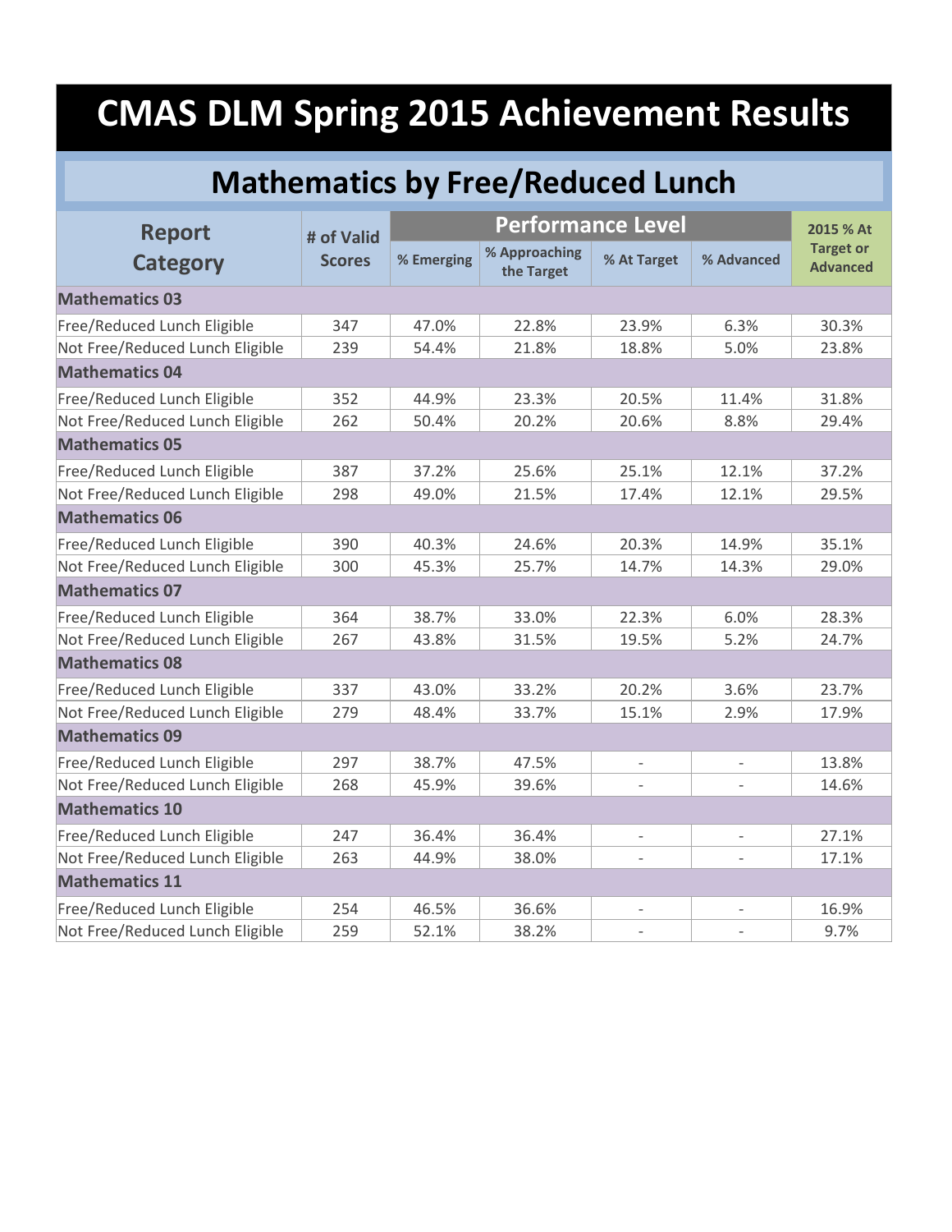# CMAS DLM Spring 2015 Achievement Results

## Mathematics by Free/Reduced Lunch

| Report Category | # of Valid Scores | Performance Level | | | | 2015 % At Target or Advanced |
|---|---|---|---|---|---|---|
| | | % Emerging | % Approaching the Target | % At Target | % Advanced | |
| **Mathematics 03** | | | | | | |
| Free/Reduced Lunch Eligible | 347 | 47.0% | 22.8% | 23.9% | 6.3% | 30.3% |
| Not Free/Reduced Lunch Eligible | 239 | 54.4% | 21.8% | 18.8% | 5.0% | 23.8% |
| **Mathematics 04** | | | | | | |
| Free/Reduced Lunch Eligible | 352 | 44.9% | 23.3% | 20.5% | 11.4% | 31.8% |
| Not Free/Reduced Lunch Eligible | 262 | 50.4% | 20.2% | 20.6% | 8.8% | 29.4% |
| **Mathematics 05** | | | | | | |
| Free/Reduced Lunch Eligible | 387 | 37.2% | 25.6% | 25.1% | 12.1% | 37.2% |
| Not Free/Reduced Lunch Eligible | 298 | 49.0% | 21.5% | 17.4% | 12.1% | 29.5% |
| **Mathematics 06** | | | | | | |
| Free/Reduced Lunch Eligible | 390 | 40.3% | 24.6% | 20.3% | 14.9% | 35.1% |
| Not Free/Reduced Lunch Eligible | 300 | 45.3% | 25.7% | 14.7% | 14.3% | 29.0% |
| **Mathematics 07** | | | | | | |
| Free/Reduced Lunch Eligible | 364 | 38.7% | 33.0% | 22.3% | 6.0% | 28.3% |
| Not Free/Reduced Lunch Eligible | 267 | 43.8% | 31.5% | 19.5% | 5.2% | 24.7% |
| **Mathematics 08** | | | | | | |
| Free/Reduced Lunch Eligible | 337 | 43.0% | 33.2% | 20.2% | 3.6% | 23.7% |
| Not Free/Reduced Lunch Eligible | 279 | 48.4% | 33.7% | 15.1% | 2.9% | 17.9% |
| **Mathematics 09** | | | | | | |
| Free/Reduced Lunch Eligible | 297 | 38.7% | 47.5% | - | - | 13.8% |
| Not Free/Reduced Lunch Eligible | 268 | 45.9% | 39.6% | - | - | 14.6% |
| **Mathematics 10** | | | | | | |
| Free/Reduced Lunch Eligible | 247 | 36.4% | 36.4% | - | - | 27.1% |
| Not Free/Reduced Lunch Eligible | 263 | 44.9% | 38.0% | - | - | 17.1% |
| **Mathematics 11** | | | | | | |
| Free/Reduced Lunch Eligible | 254 | 46.5% | 36.6% | - | - | 16.9% |
| Not Free/Reduced Lunch Eligible | 259 | 52.1% | 38.2% | - | - | 9.7% |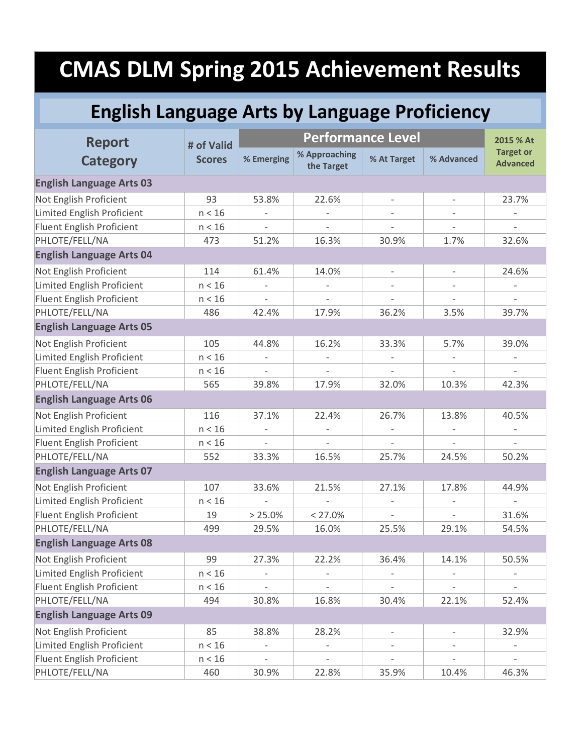# CMAS DLM Spring 2015 Achievement Results

## English Language Arts by Language Proficiency

| Report Category | # of Valid Scores | Performance Level | | | | 2015 % At Target or Advanced |
|---|---|---|---|---|---|---|
| | | % Emerging | % Approaching the Target | % At Target | % Advanced | |
| **English Language Arts 03** | | | | | | |
| Not English Proficient | 93 | 53.8% | 22.6% | - | - | 23.7% |
| Limited English Proficient | n < 16 | - | - | - | - | - |
| Fluent English Proficient | n < 16 | - | - | - | - | - |
| PHLOTE/FELL/NA | 473 | 51.2% | 16.3% | 30.9% | 1.7% | 32.6% |
| **English Language Arts 04** | | | | | | |
| Not English Proficient | 114 | 61.4% | 14.0% | - | - | 24.6% |
| Limited English Proficient | n < 16 | - | - | - | - | - |
| Fluent English Proficient | n < 16 | - | - | - | - | - |
| PHLOTE/FELL/NA | 486 | 42.4% | 17.9% | 36.2% | 3.5% | 39.7% |
| **English Language Arts 05** | | | | | | |
| Not English Proficient | 105 | 44.8% | 16.2% | 33.3% | 5.7% | 39.0% |
| Limited English Proficient | n < 16 | - | - | - | - | - |
| Fluent English Proficient | n < 16 | - | - | - | - | - |
| PHLOTE/FELL/NA | 565 | 39.8% | 17.9% | 32.0% | 10.3% | 42.3% |
| **English Language Arts 06** | | | | | | |
| Not English Proficient | 116 | 37.1% | 22.4% | 26.7% | 13.8% | 40.5% |
| Limited English Proficient | n < 16 | - | - | - | - | - |
| Fluent English Proficient | n < 16 | - | - | - | - | - |
| PHLOTE/FELL/NA | 552 | 33.3% | 16.5% | 25.7% | 24.5% | 50.2% |
| **English Language Arts 07** | | | | | | |
| Not English Proficient | 107 | 33.6% | 21.5% | 27.1% | 17.8% | 44.9% |
| Limited English Proficient | n < 16 | - | - | - | - | - |
| Fluent English Proficient | 19 | > 25.0% | < 27.0% | - | - | 31.6% |
| PHLOTE/FELL/NA | 499 | 29.5% | 16.0% | 25.5% | 29.1% | 54.5% |
| **English Language Arts 08** | | | | | | |
| Not English Proficient | 99 | 27.3% | 22.2% | 36.4% | 14.1% | 50.5% |
| Limited English Proficient | n < 16 | - | - | - | - | - |
| Fluent English Proficient | n < 16 | - | - | - | - | - |
| PHLOTE/FELL/NA | 494 | 30.8% | 16.8% | 30.4% | 22.1% | 52.4% |
| **English Language Arts 09** | | | | | | |
| Not English Proficient | 85 | 38.8% | 28.2% | - | - | 32.9% |
| Limited English Proficient | n < 16 | - | - | - | - | - |
| Fluent English Proficient | n < 16 | - | - | - | - | - |
| PHLOTE/FELL/NA | 460 | 30.9% | 22.8% | 35.9% | 10.4% | 46.3% |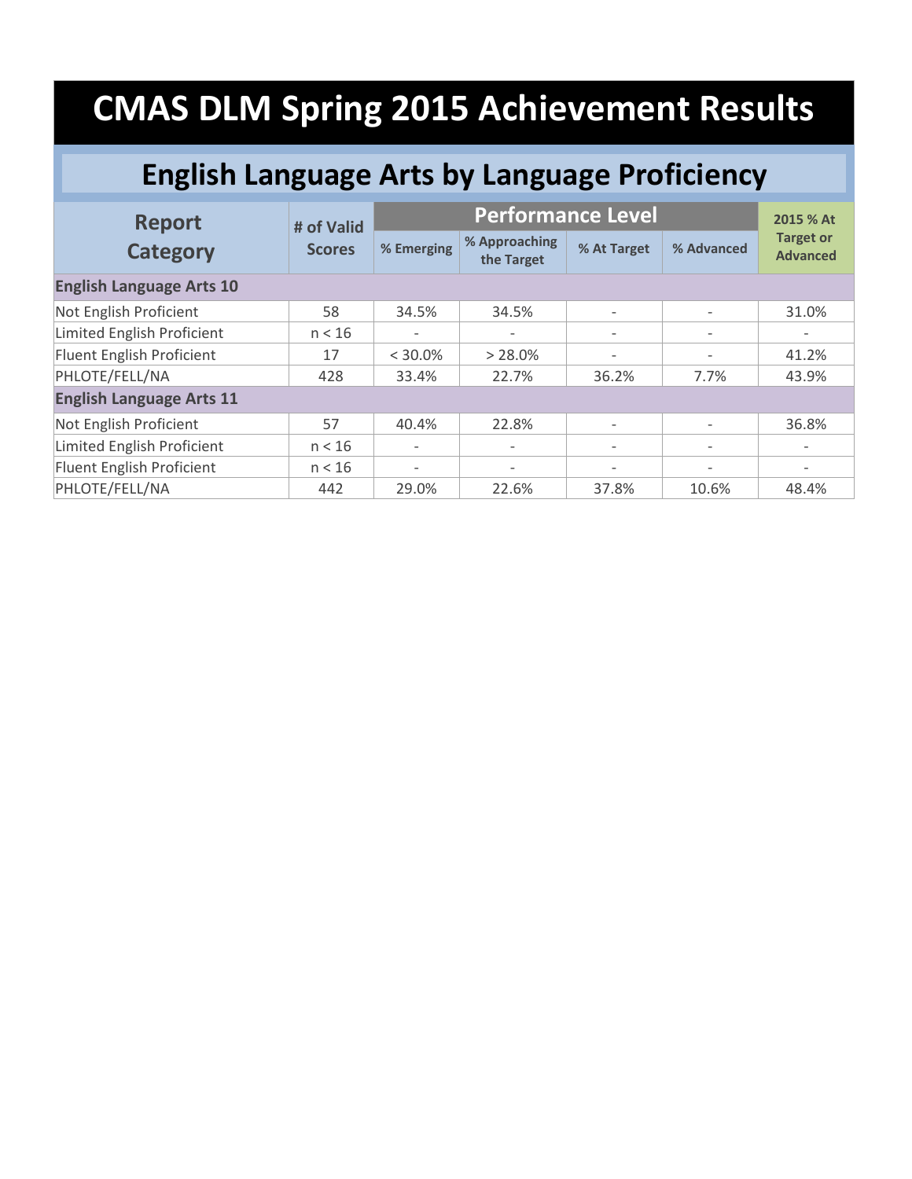# CMAS DLM Spring 2015 Achievement Results

## English Language Arts by Language Proficiency

| Report Category | # of Valid Scores | Performance Level | | | | 2015 % At Target or Advanced |
|---|---|---|---|---|---|---|
| | | % Emerging | % Approaching the Target | % At Target | % Advanced | |
| **English Language Arts 10** | | | | | | |
| Not English Proficient | 58 | 34.5% | 34.5% | - | - | 31.0% |
| Limited English Proficient | n < 16 | - | - | - | - | - |
| Fluent English Proficient | 17 | < 30.0% | > 28.0% | - | - | 41.2% |
| PHLOTE/FELL/NA | 428 | 33.4% | 22.7% | 36.2% | 7.7% | 43.9% |
| **English Language Arts 11** | | | | | | |
| Not English Proficient | 57 | 40.4% | 22.8% | - | - | 36.8% |
| Limited English Proficient | n < 16 | - | - | - | - | - |
| Fluent English Proficient | n < 16 | - | - | - | - | - |
| PHLOTE/FELL/NA | 442 | 29.0% | 22.6% | 37.8% | 10.6% | 48.4% |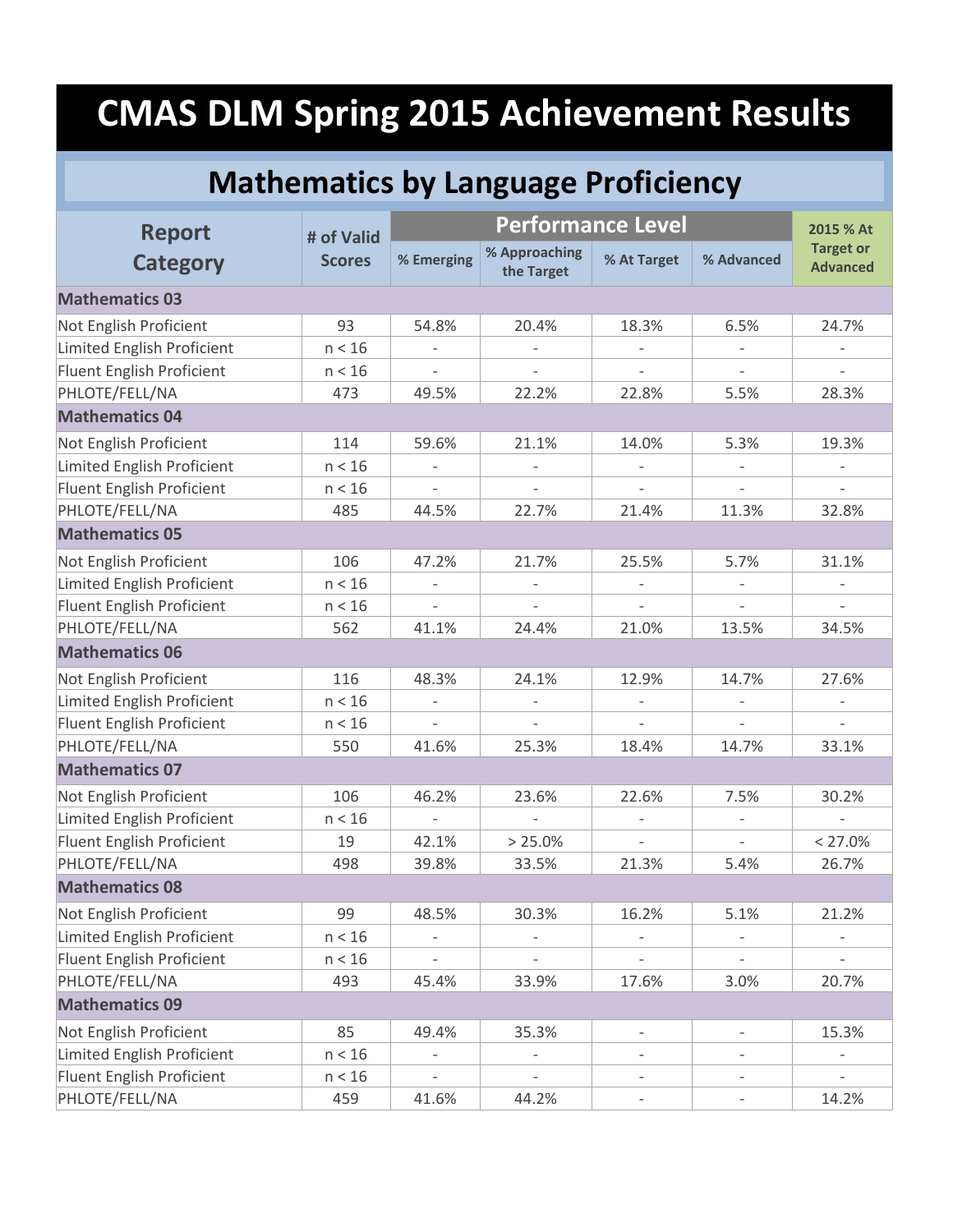# CMAS DLM Spring 2015 Achievement Results

## Mathematics by Language Proficiency

| Report Category | # of Valid Scores | Performance Level | | | | 2015 % At Target or Advanced |
|---|---|---|---|---|---|---|
| | | % Emerging | % Approaching the Target | % At Target | % Advanced | |
| **Mathematics 03** | | | | | | |
| Not English Proficient | 93 | 54.8% | 20.4% | 18.3% | 6.5% | 24.7% |
| Limited English Proficient | n < 16 | - | - | - | - | - |
| Fluent English Proficient | n < 16 | - | - | - | - | - |
| PHLOTE/FELL/NA | 473 | 49.5% | 22.2% | 22.8% | 5.5% | 28.3% |
| **Mathematics 04** | | | | | | |
| Not English Proficient | 114 | 59.6% | 21.1% | 14.0% | 5.3% | 19.3% |
| Limited English Proficient | n < 16 | - | - | - | - | - |
| Fluent English Proficient | n < 16 | - | - | - | - | - |
| PHLOTE/FELL/NA | 485 | 44.5% | 22.7% | 21.4% | 11.3% | 32.8% |
| **Mathematics 05** | | | | | | |
| Not English Proficient | 106 | 47.2% | 21.7% | 25.5% | 5.7% | 31.1% |
| Limited English Proficient | n < 16 | - | - | - | - | - |
| Fluent English Proficient | n < 16 | - | - | - | - | - |
| PHLOTE/FELL/NA | 562 | 41.1% | 24.4% | 21.0% | 13.5% | 34.5% |
| **Mathematics 06** | | | | | | |
| Not English Proficient | 116 | 48.3% | 24.1% | 12.9% | 14.7% | 27.6% |
| Limited English Proficient | n < 16 | - | - | - | - | - |
| Fluent English Proficient | n < 16 | - | - | - | - | - |
| PHLOTE/FELL/NA | 550 | 41.6% | 25.3% | 18.4% | 14.7% | 33.1% |
| **Mathematics 07** | | | | | | |
| Not English Proficient | 106 | 46.2% | 23.6% | 22.6% | 7.5% | 30.2% |
| Limited English Proficient | n < 16 | - | - | - | - | - |
| Fluent English Proficient | 19 | 42.1% | > 25.0% | - | - | < 27.0% |
| PHLOTE/FELL/NA | 498 | 39.8% | 33.5% | 21.3% | 5.4% | 26.7% |
| **Mathematics 08** | | | | | | |
| Not English Proficient | 99 | 48.5% | 30.3% | 16.2% | 5.1% | 21.2% |
| Limited English Proficient | n < 16 | - | - | - | - | - |
| Fluent English Proficient | n < 16 | - | - | - | - | - |
| PHLOTE/FELL/NA | 493 | 45.4% | 33.9% | 17.6% | 3.0% | 20.7% |
| **Mathematics 09** | | | | | | |
| Not English Proficient | 85 | 49.4% | 35.3% | - | - | 15.3% |
| Limited English Proficient | n < 16 | - | - | - | - | - |
| Fluent English Proficient | n < 16 | - | - | - | - | - |
| PHLOTE/FELL/NA | 459 | 41.6% | 44.2% | - | - | 14.2% |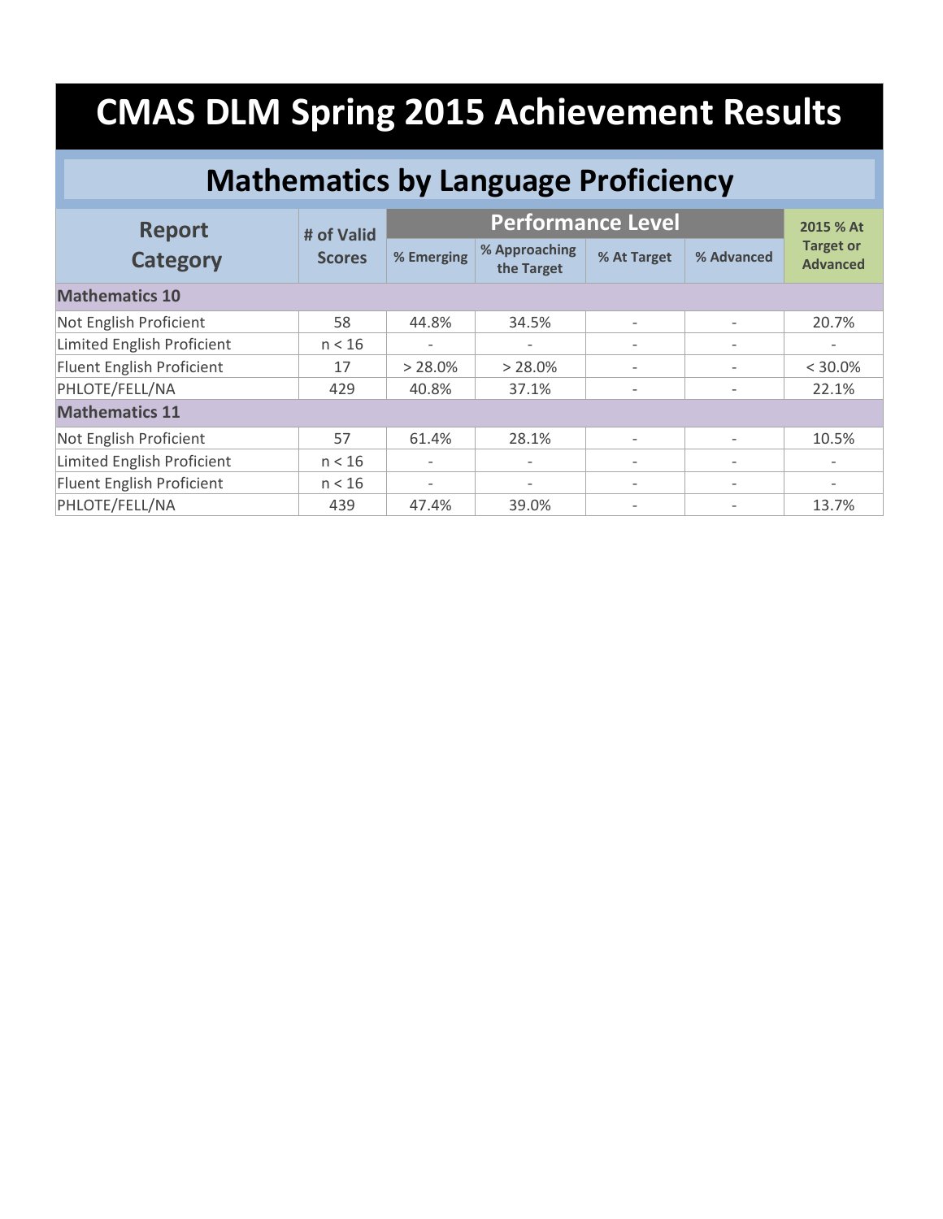# CMAS DLM Spring 2015 Achievement Results

## Mathematics by Language Proficiency

| Report Category | # of Valid Scores | Performance Level | | | | 2015 % At Target or Advanced |
|---|---|---|---|---|---|---|
| | | % Emerging | % Approaching the Target | % At Target | % Advanced | |
| **Mathematics 10** | | | | | | |
| Not English Proficient | 58 | 44.8% | 34.5% | - | - | 20.7% |
| Limited English Proficient | n < 16 | - | - | - | - | - |
| Fluent English Proficient | 17 | > 28.0% | > 28.0% | - | - | < 30.0% |
| PHLOTE/FELL/NA | 429 | 40.8% | 37.1% | - | - | 22.1% |
| **Mathematics 11** | | | | | | |
| Not English Proficient | 57 | 61.4% | 28.1% | - | - | 10.5% |
| Limited English Proficient | n < 16 | - | - | - | - | - |
| Fluent English Proficient | n < 16 | - | - | - | - | - |
| PHLOTE/FELL/NA | 439 | 47.4% | 39.0% | - | - | 13.7% |